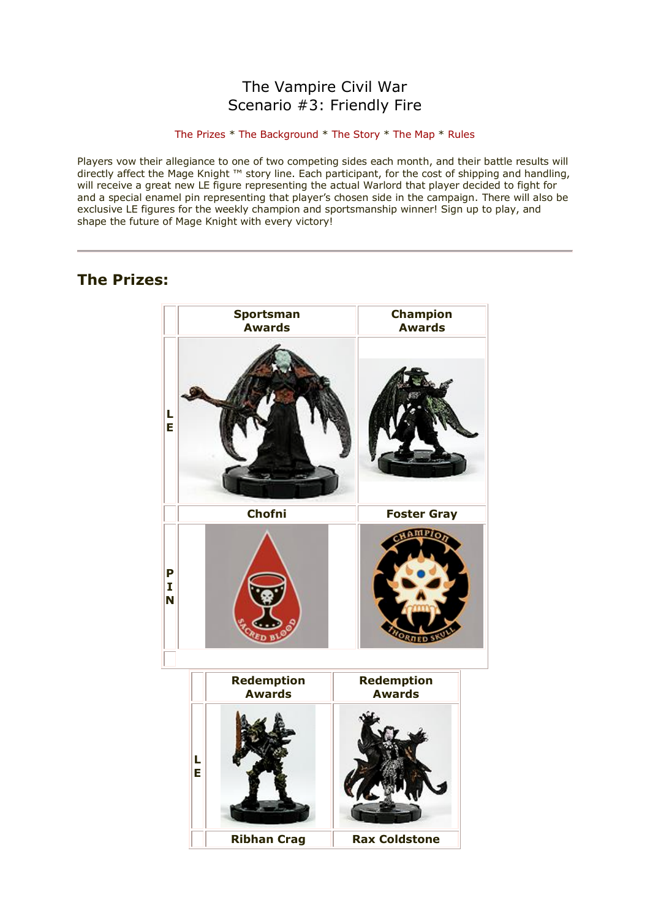# The Vampire Civil War
## Scenario #3: Friendly Fire

The Prizes * The Background * The Story * The Map * Rules

Players vow their allegiance to one of two competing sides each month, and their battle results will directly affect the Mage Knight ™ story line. Each participant, for the cost of shipping and handling, will receive a great new LE figure representing the actual Warlord that player decided to fight for and a special enamel pin representing that player's chosen side in the campaign. There will also be exclusive LE figures for the weekly champion and sportsmanship winner! Sign up to play, and shape the future of Mage Knight with every victory!

---

## The Prizes:

| | Sportsman Awards | Champion Awards |
|---|---|---|
| LE | | |
| | Chofni | Foster Gray |
| PIN | | |

| | Redemption Awards | Redemption Awards |
|---|---|---|
| LE | | |
| | Ribhan Crag | Rax Coldstone |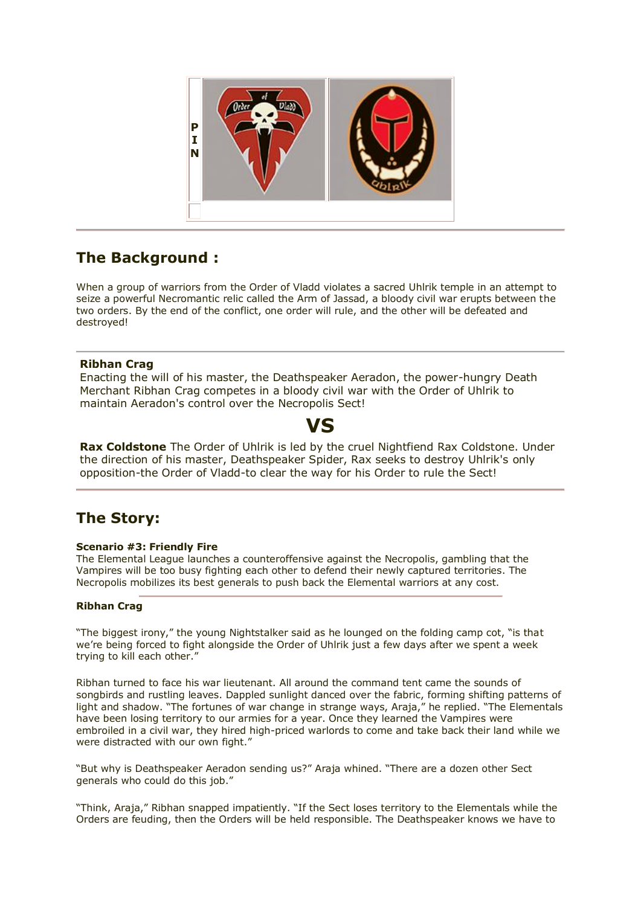P
I
N

## The Background :

When a group of warriors from the Order of Vladd violates a sacred Uhlrik temple in an attempt to seize a powerful Necromantic relic called the Arm of Jassad, a bloody civil war erupts between the two orders. By the end of the conflict, one order will rule, and the other will be defeated and destroyed!

**Ribhan Crag**
Enacting the will of his master, the Deathspeaker Aeradon, the power-hungry Death Merchant Ribhan Crag competes in a bloody civil war with the Order of Uhlrik to maintain Aeradon's control over the Necropolis Sect!

# VS

**Rax Coldstone** The Order of Uhlrik is led by the cruel Nightfiend Rax Coldstone. Under the direction of his master, Deathspeaker Spider, Rax seeks to destroy Uhlrik's only opposition-the Order of Vladd-to clear the way for his Order to rule the Sect!

## The Story:

**Scenario #3: Friendly Fire**
The Elemental League launches a counteroffensive against the Necropolis, gambling that the Vampires will be too busy fighting each other to defend their newly captured territories. The Necropolis mobilizes its best generals to push back the Elemental warriors at any cost.

**Ribhan Crag**

"The biggest irony," the young Nightstalker said as he lounged on the folding camp cot, "is that we're being forced to fight alongside the Order of Uhlrik just a few days after we spent a week trying to kill each other."

Ribhan turned to face his war lieutenant. All around the command tent came the sounds of songbirds and rustling leaves. Dappled sunlight danced over the fabric, forming shifting patterns of light and shadow. "The fortunes of war change in strange ways, Araja," he replied. "The Elementals have been losing territory to our armies for a year. Once they learned the Vampires were embroiled in a civil war, they hired high-priced warlords to come and take back their land while we were distracted with our own fight."

"But why is Deathspeaker Aeradon sending us?" Araja whined. "There are a dozen other Sect generals who could do this job."

"Think, Araja," Ribhan snapped impatiently. "If the Sect loses territory to the Elementals while the Orders are feuding, then the Orders will be held responsible. The Deathspeaker knows we have to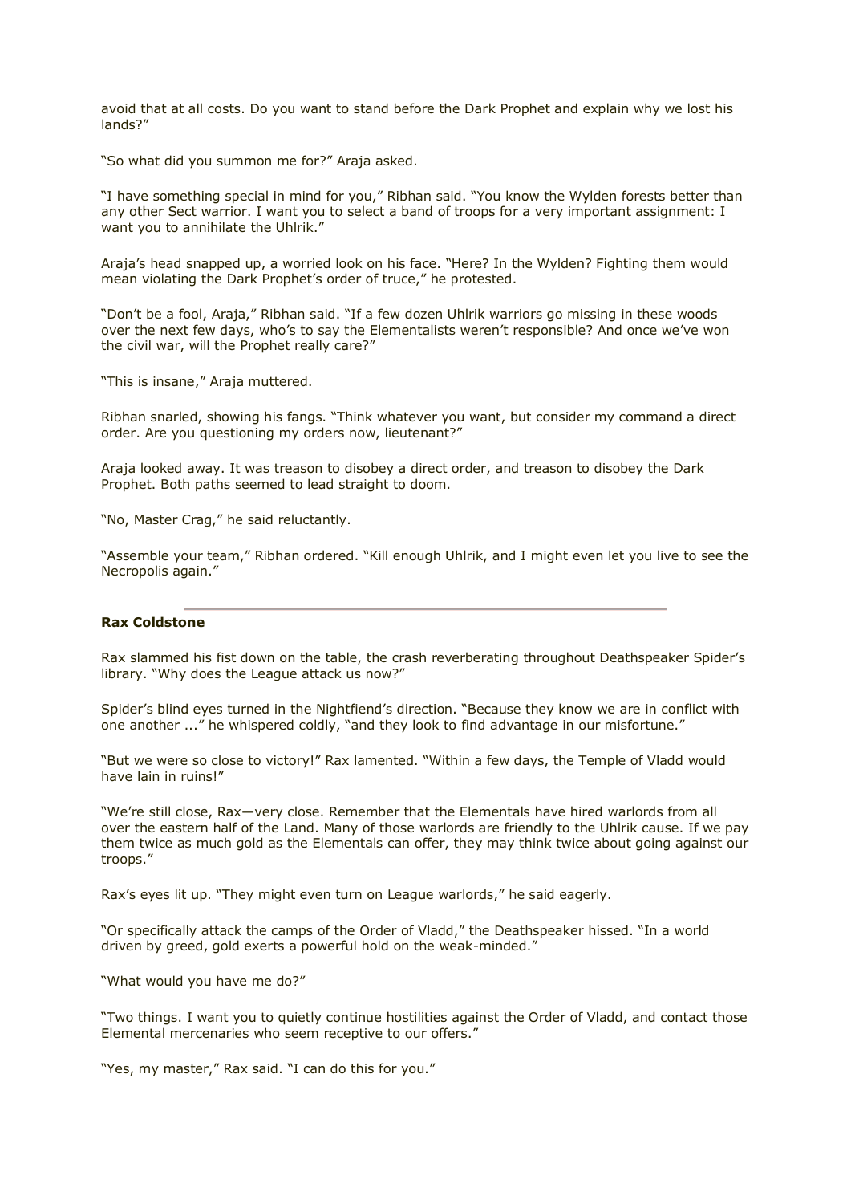avoid that at all costs. Do you want to stand before the Dark Prophet and explain why we lost his lands?"

"So what did you summon me for?" Araja asked.

"I have something special in mind for you," Ribhan said. "You know the Wylden forests better than any other Sect warrior. I want you to select a band of troops for a very important assignment: I want you to annihilate the Uhlrik."

Araja's head snapped up, a worried look on his face. "Here? In the Wylden? Fighting them would mean violating the Dark Prophet's order of truce," he protested.

"Don't be a fool, Araja," Ribhan said. "If a few dozen Uhlrik warriors go missing in these woods over the next few days, who's to say the Elementalists weren't responsible? And once we've won the civil war, will the Prophet really care?"

"This is insane," Araja muttered.

Ribhan snarled, showing his fangs. "Think whatever you want, but consider my command a direct order. Are you questioning my orders now, lieutenant?"

Araja looked away. It was treason to disobey a direct order, and treason to disobey the Dark Prophet. Both paths seemed to lead straight to doom.

"No, Master Crag," he said reluctantly.

"Assemble your team," Ribhan ordered. "Kill enough Uhlrik, and I might even let you live to see the Necropolis again."

---

**Rax Coldstone**

Rax slammed his fist down on the table, the crash reverberating throughout Deathspeaker Spider's library. "Why does the League attack us now?"

Spider's blind eyes turned in the Nightfiend's direction. "Because they know we are in conflict with one another ..." he whispered coldly, "and they look to find advantage in our misfortune."

"But we were so close to victory!" Rax lamented. "Within a few days, the Temple of Vladd would have lain in ruins!"

"We're still close, Rax—very close. Remember that the Elementals have hired warlords from all over the eastern half of the Land. Many of those warlords are friendly to the Uhlrik cause. If we pay them twice as much gold as the Elementals can offer, they may think twice about going against our troops."

Rax's eyes lit up. "They might even turn on League warlords," he said eagerly.

"Or specifically attack the camps of the Order of Vladd," the Deathspeaker hissed. "In a world driven by greed, gold exerts a powerful hold on the weak-minded."

"What would you have me do?"

"Two things. I want you to quietly continue hostilities against the Order of Vladd, and contact those Elemental mercenaries who seem receptive to our offers."

"Yes, my master," Rax said. "I can do this for you."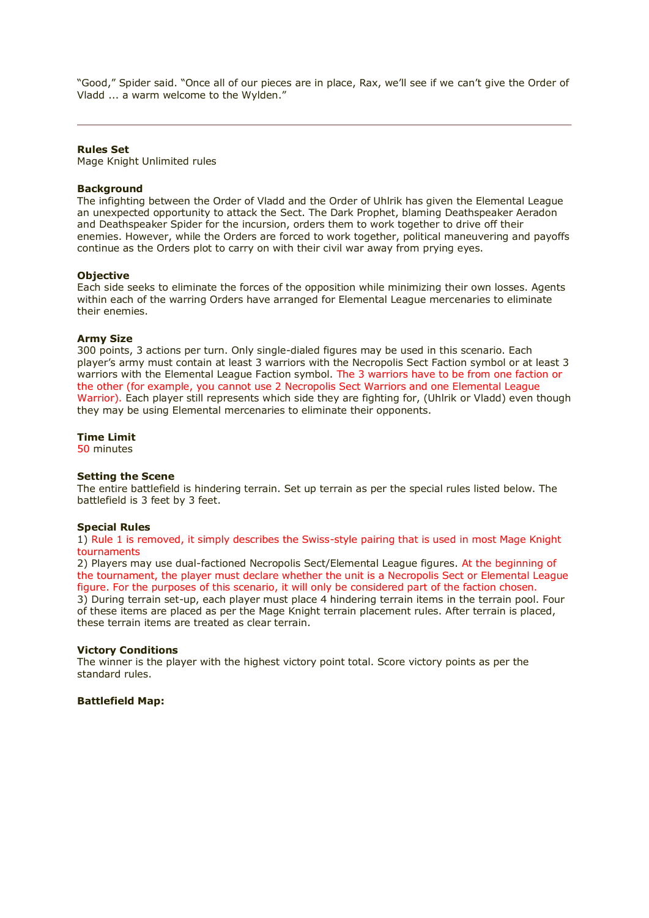“Good,” Spider said. “Once all of our pieces are in place, Rax, we’ll see if we can’t give the Order of Vladd ... a warm welcome to the Wylden.”

---

**Rules Set**
Mage Knight Unlimited rules

**Background**
The infighting between the Order of Vladd and the Order of Uhlrik has given the Elemental League an unexpected opportunity to attack the Sect. The Dark Prophet, blaming Deathspeaker Aeradon and Deathspeaker Spider for the incursion, orders them to work together to drive off their enemies. However, while the Orders are forced to work together, political maneuvering and payoffs continue as the Orders plot to carry on with their civil war away from prying eyes.

**Objective**
Each side seeks to eliminate the forces of the opposition while minimizing their own losses. Agents within each of the warring Orders have arranged for Elemental League mercenaries to eliminate their enemies.

**Army Size**
300 points, 3 actions per turn. Only single-dialed figures may be used in this scenario. Each player’s army must contain at least 3 warriors with the Necropolis Sect Faction symbol or at least 3 warriors with the Elemental League Faction symbol. The 3 warriors have to be from one faction or the other (for example, you cannot use 2 Necropolis Sect Warriors and one Elemental League Warrior). Each player still represents which side they are fighting for, (Uhlrik or Vladd) even though they may be using Elemental mercenaries to eliminate their opponents.

**Time Limit**
50 minutes

**Setting the Scene**
The entire battlefield is hindering terrain. Set up terrain as per the special rules listed below. The battlefield is 3 feet by 3 feet.

**Special Rules**
1) Rule 1 is removed, it simply describes the Swiss-style pairing that is used in most Mage Knight tournaments
2) Players may use dual-factioned Necropolis Sect/Elemental League figures. At the beginning of the tournament, the player must declare whether the unit is a Necropolis Sect or Elemental League figure. For the purposes of this scenario, it will only be considered part of the faction chosen.
3) During terrain set-up, each player must place 4 hindering terrain items in the terrain pool. Four of these items are placed as per the Mage Knight terrain placement rules. After terrain is placed, these terrain items are treated as clear terrain.

**Victory Conditions**
The winner is the player with the highest victory point total. Score victory points as per the standard rules.

**Battlefield Map:**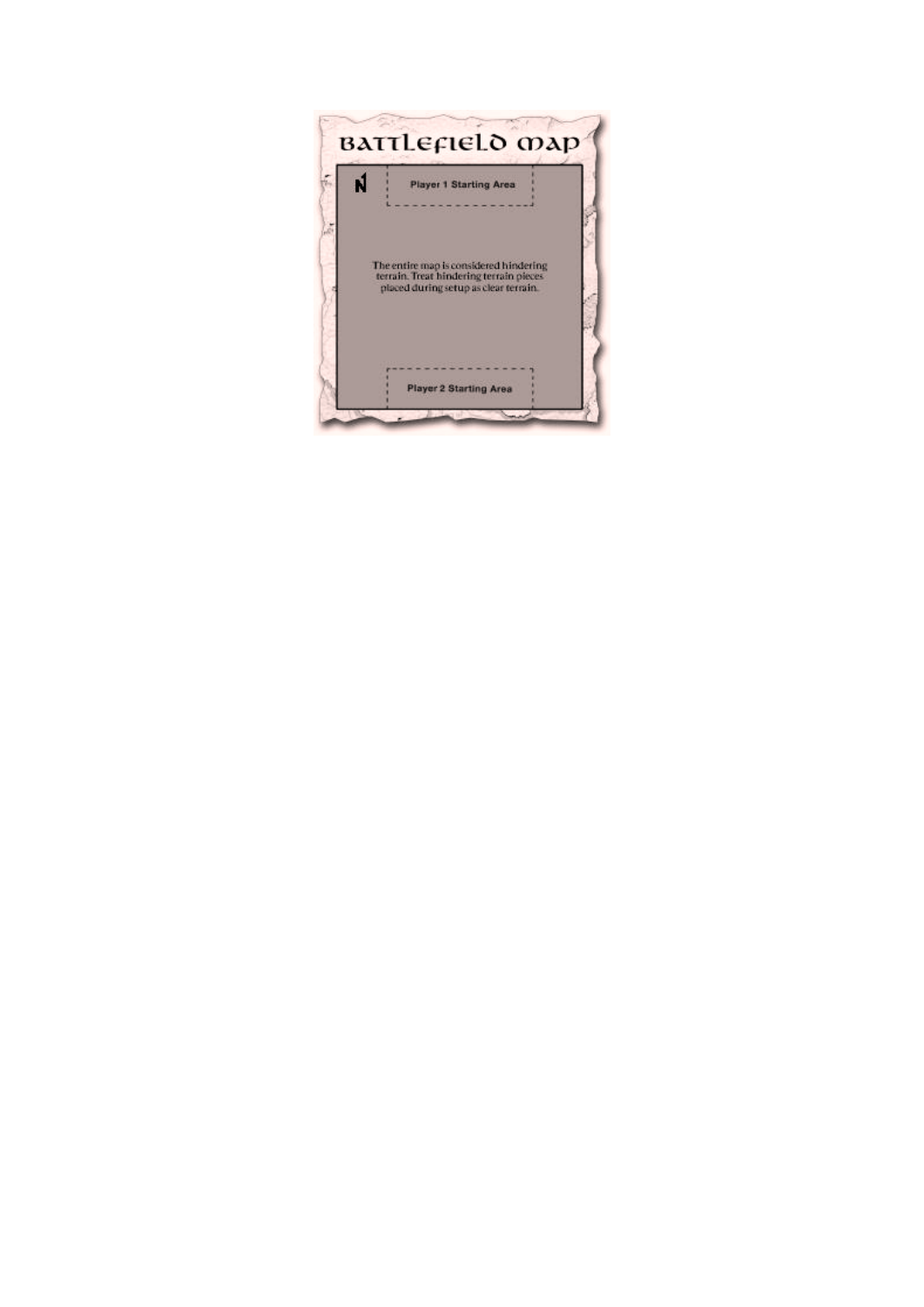# Battlefield Map

N

Player 1 Starting Area

The entire map is considered hindering terrain. Treat hindering terrain pieces placed during setup as clear terrain.

Player 2 Starting Area